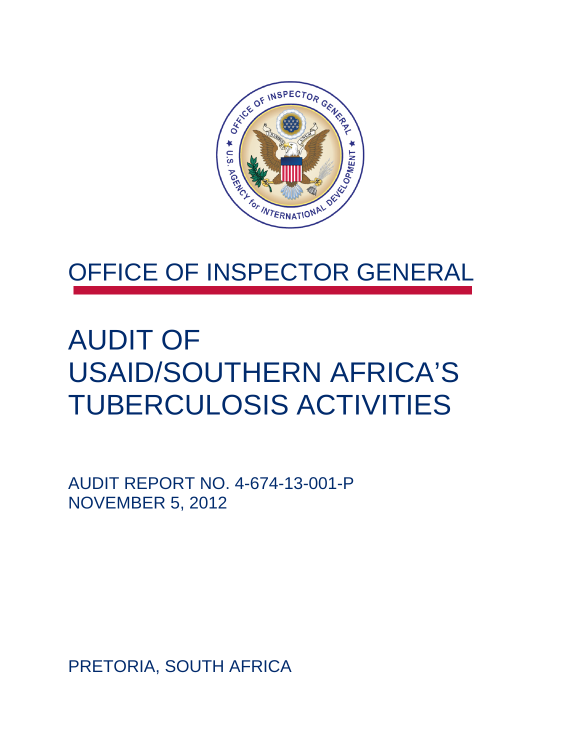# OFFICE OF INSPECTOR GENERAL

# AUDIT OF USAID/SOUTHERN AFRICA'S TUBERCULOSIS ACTIVITIES

AUDIT REPORT NO. 4-674-13-001-P
NOVEMBER 5, 2012

PRETORIA, SOUTH AFRICA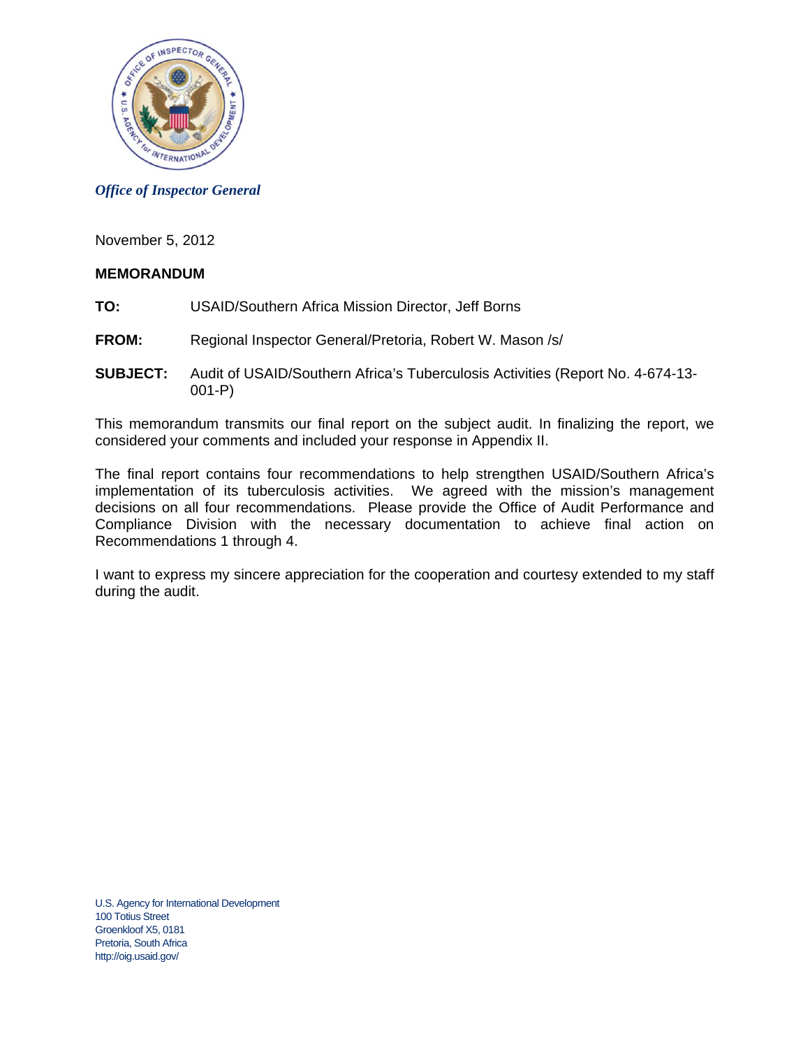*Office of Inspector General*

November 5, 2012

**MEMORANDUM**

**TO:** USAID/Southern Africa Mission Director, Jeff Borns

**FROM:** Regional Inspector General/Pretoria, Robert W. Mason /s/

**SUBJECT:** Audit of USAID/Southern Africa's Tuberculosis Activities (Report No. 4-674-13-001-P)

This memorandum transmits our final report on the subject audit. In finalizing the report, we considered your comments and included your response in Appendix II.

The final report contains four recommendations to help strengthen USAID/Southern Africa's implementation of its tuberculosis activities. We agreed with the mission's management decisions on all four recommendations. Please provide the Office of Audit Performance and Compliance Division with the necessary documentation to achieve final action on Recommendations 1 through 4.

I want to express my sincere appreciation for the cooperation and courtesy extended to my staff during the audit.

U.S. Agency for International Development
100 Totius Street
Groenkloof X5, 0181
Pretoria, South Africa
http://oig.usaid.gov/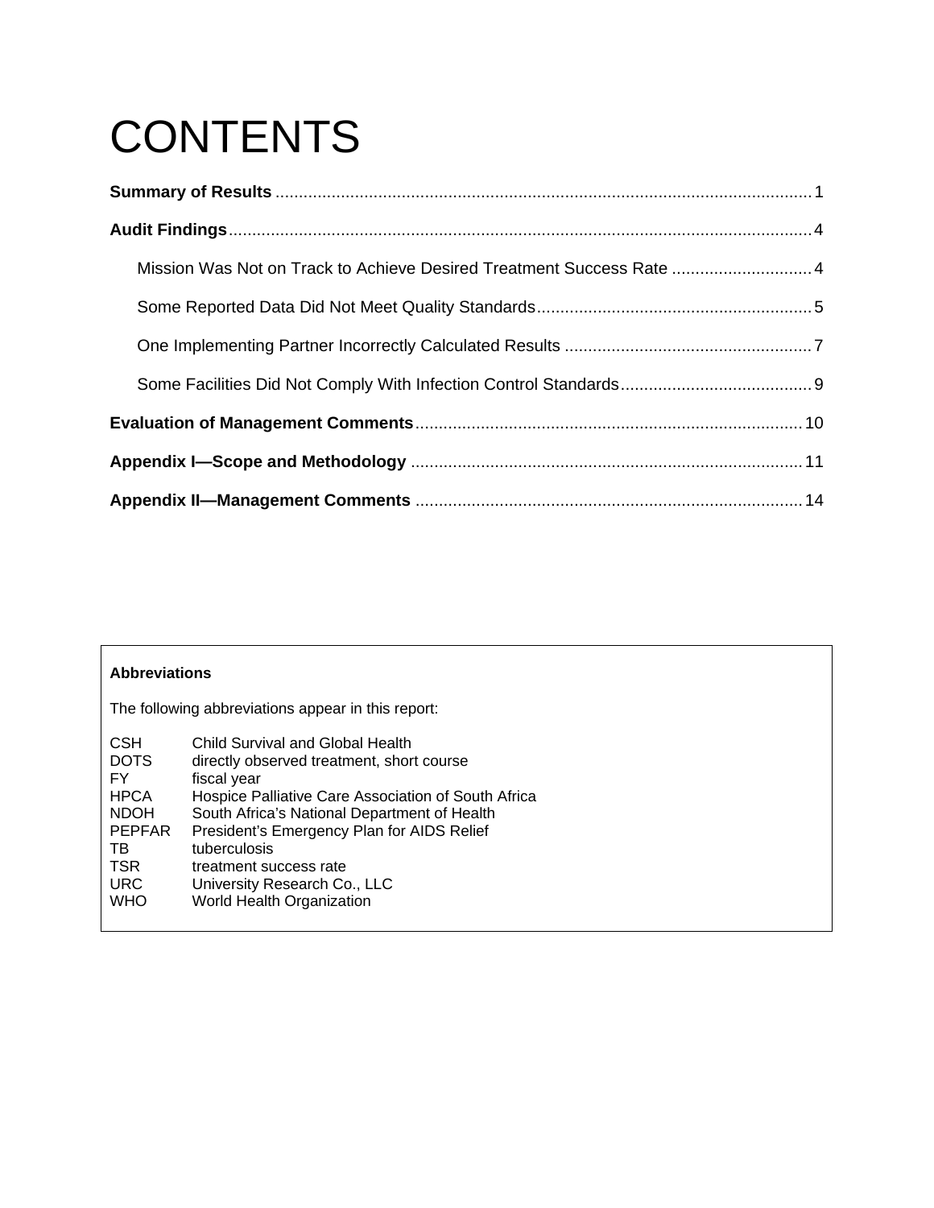# CONTENTS

**Summary of Results** .......... 1

**Audit Findings** .......... 4

- Mission Was Not on Track to Achieve Desired Treatment Success Rate .......... 4
- Some Reported Data Did Not Meet Quality Standards .......... 5
- One Implementing Partner Incorrectly Calculated Results .......... 7
- Some Facilities Did Not Comply With Infection Control Standards .......... 9

**Evaluation of Management Comments** .......... 10

**Appendix I—Scope and Methodology** .......... 11

**Appendix II—Management Comments** .......... 14

**Abbreviations**

The following abbreviations appear in this report:

| | |
|---|---|
| CSH | Child Survival and Global Health |
| DOTS | directly observed treatment, short course |
| FY | fiscal year |
| HPCA | Hospice Palliative Care Association of South Africa |
| NDOH | South Africa's National Department of Health |
| PEPFAR | President's Emergency Plan for AIDS Relief |
| TB | tuberculosis |
| TSR | treatment success rate |
| URC | University Research Co., LLC |
| WHO | World Health Organization |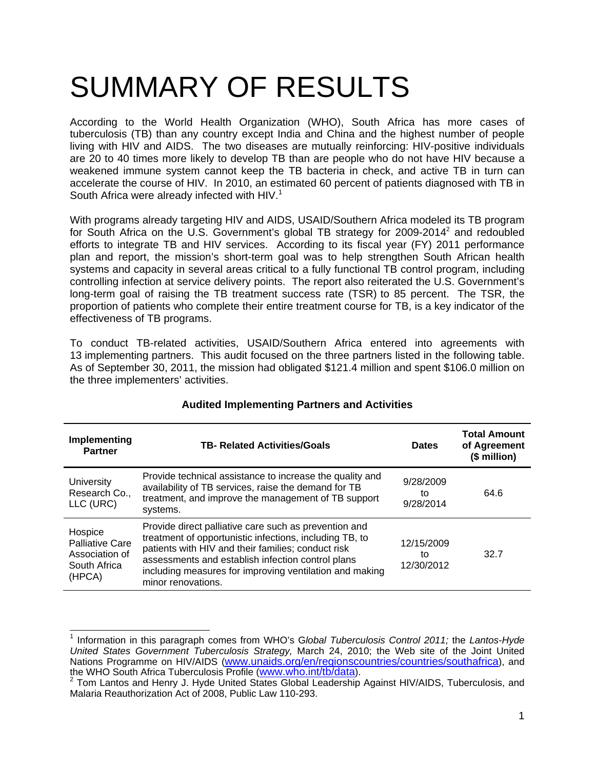# SUMMARY OF RESULTS

According to the World Health Organization (WHO), South Africa has more cases of tuberculosis (TB) than any country except India and China and the highest number of people living with HIV and AIDS. The two diseases are mutually reinforcing: HIV-positive individuals are 20 to 40 times more likely to develop TB than are people who do not have HIV because a weakened immune system cannot keep the TB bacteria in check, and active TB in turn can accelerate the course of HIV. In 2010, an estimated 60 percent of patients diagnosed with TB in South Africa were already infected with HIV.[1]

With programs already targeting HIV and AIDS, USAID/Southern Africa modeled its TB program for South Africa on the U.S. Government's global TB strategy for 2009-2014[2] and redoubled efforts to integrate TB and HIV services. According to its fiscal year (FY) 2011 performance plan and report, the mission's short-term goal was to help strengthen South African health systems and capacity in several areas critical to a fully functional TB control program, including controlling infection at service delivery points. The report also reiterated the U.S. Government's long-term goal of raising the TB treatment success rate (TSR) to 85 percent. The TSR, the proportion of patients who complete their entire treatment course for TB, is a key indicator of the effectiveness of TB programs.

To conduct TB-related activities, USAID/Southern Africa entered into agreements with 13 implementing partners. This audit focused on the three partners listed in the following table. As of September 30, 2011, the mission had obligated $121.4 million and spent $106.0 million on the three implementers' activities.

**Audited Implementing Partners and Activities**

| Implementing Partner | TB- Related Activities/Goals | Dates | Total Amount of Agreement ($ million) |
|---|---|---|---|
| University Research Co., LLC (URC) | Provide technical assistance to increase the quality and availability of TB services, raise the demand for TB treatment, and improve the management of TB support systems. | 9/28/2009 to 9/28/2014 | 64.6 |
| Hospice Palliative Care Association of South Africa (HPCA) | Provide direct palliative care such as prevention and treatment of opportunistic infections, including TB, to patients with HIV and their families; conduct risk assessments and establish infection control plans including measures for improving ventilation and making minor renovations. | 12/15/2009 to 12/30/2012 | 32.7 |

[1] Information in this paragraph comes from WHO's *Global Tuberculosis Control 2011;* the *Lantos-Hyde United States Government Tuberculosis Strategy,* March 24, 2010; the Web site of the Joint United Nations Programme on HIV/AIDS (www.unaids.org/en/regionscountries/countries/southafrica), and the WHO South Africa Tuberculosis Profile (www.who.int/tb/data).

[2] Tom Lantos and Henry J. Hyde United States Global Leadership Against HIV/AIDS, Tuberculosis, and Malaria Reauthorization Act of 2008, Public Law 110-293.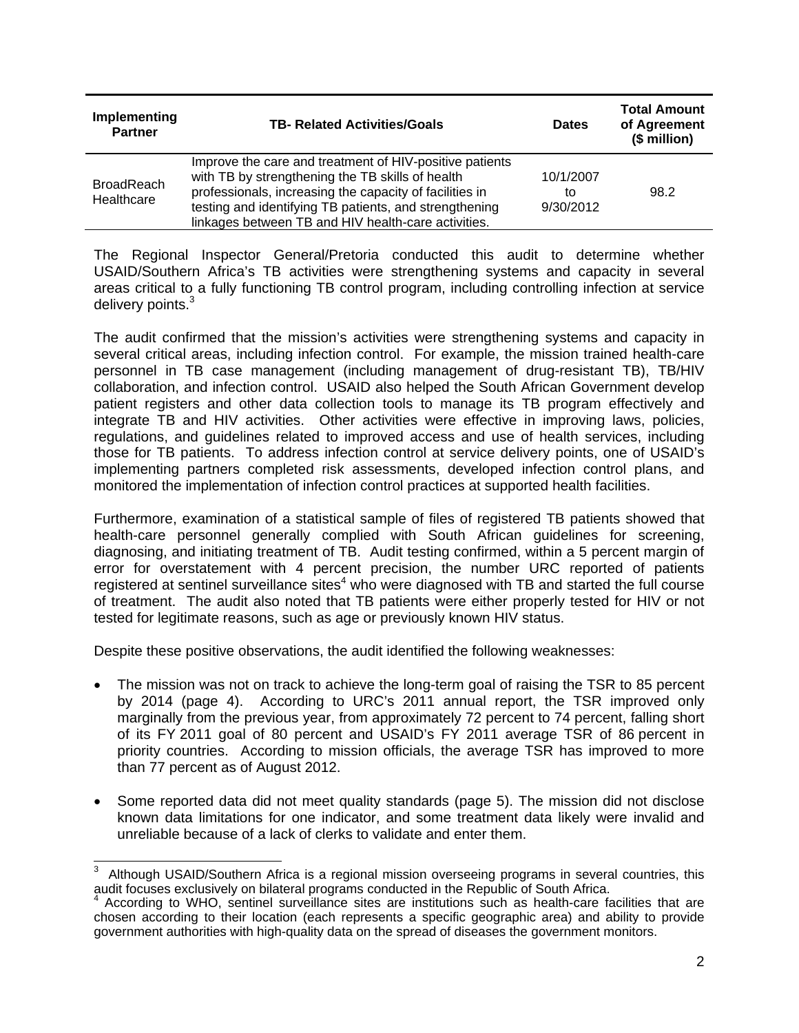| Implementing Partner | TB- Related Activities/Goals | Dates | Total Amount of Agreement ($ million) |
|---|---|---|---|
| BroadReach Healthcare | Improve the care and treatment of HIV-positive patients with TB by strengthening the TB skills of health professionals, increasing the capacity of facilities in testing and identifying TB patients, and strengthening linkages between TB and HIV health-care activities. | 10/1/2007 to 9/30/2012 | 98.2 |

The Regional Inspector General/Pretoria conducted this audit to determine whether USAID/Southern Africa's TB activities were strengthening systems and capacity in several areas critical to a fully functioning TB control program, including controlling infection at service delivery points.[3]

The audit confirmed that the mission's activities were strengthening systems and capacity in several critical areas, including infection control. For example, the mission trained health-care personnel in TB case management (including management of drug-resistant TB), TB/HIV collaboration, and infection control. USAID also helped the South African Government develop patient registers and other data collection tools to manage its TB program effectively and integrate TB and HIV activities. Other activities were effective in improving laws, policies, regulations, and guidelines related to improved access and use of health services, including those for TB patients. To address infection control at service delivery points, one of USAID's implementing partners completed risk assessments, developed infection control plans, and monitored the implementation of infection control practices at supported health facilities.

Furthermore, examination of a statistical sample of files of registered TB patients showed that health-care personnel generally complied with South African guidelines for screening, diagnosing, and initiating treatment of TB. Audit testing confirmed, within a 5 percent margin of error for overstatement with 4 percent precision, the number URC reported of patients registered at sentinel surveillance sites[4] who were diagnosed with TB and started the full course of treatment. The audit also noted that TB patients were either properly tested for HIV or not tested for legitimate reasons, such as age or previously known HIV status.

Despite these positive observations, the audit identified the following weaknesses:

- The mission was not on track to achieve the long-term goal of raising the TSR to 85 percent by 2014 (page 4). According to URC's 2011 annual report, the TSR improved only marginally from the previous year, from approximately 72 percent to 74 percent, falling short of its FY 2011 goal of 80 percent and USAID's FY 2011 average TSR of 86 percent in priority countries. According to mission officials, the average TSR has improved to more than 77 percent as of August 2012.

- Some reported data did not meet quality standards (page 5). The mission did not disclose known data limitations for one indicator, and some treatment data likely were invalid and unreliable because of a lack of clerks to validate and enter them.

[3] Although USAID/Southern Africa is a regional mission overseeing programs in several countries, this audit focuses exclusively on bilateral programs conducted in the Republic of South Africa.

[4] According to WHO, sentinel surveillance sites are institutions such as health-care facilities that are chosen according to their location (each represents a specific geographic area) and ability to provide government authorities with high-quality data on the spread of diseases the government monitors.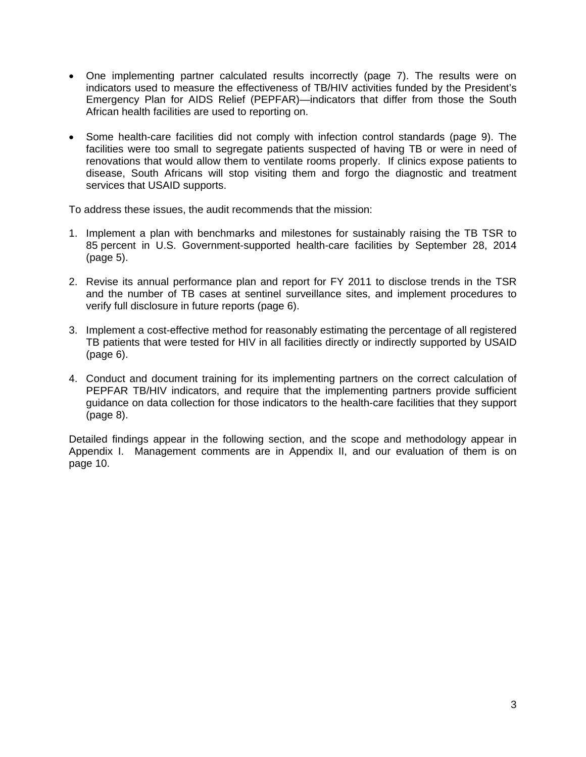- One implementing partner calculated results incorrectly (page 7). The results were on indicators used to measure the effectiveness of TB/HIV activities funded by the President's Emergency Plan for AIDS Relief (PEPFAR)—indicators that differ from those the South African health facilities are used to reporting on.

- Some health-care facilities did not comply with infection control standards (page 9). The facilities were too small to segregate patients suspected of having TB or were in need of renovations that would allow them to ventilate rooms properly. If clinics expose patients to disease, South Africans will stop visiting them and forgo the diagnostic and treatment services that USAID supports.

To address these issues, the audit recommends that the mission:

1. Implement a plan with benchmarks and milestones for sustainably raising the TB TSR to 85 percent in U.S. Government-supported health-care facilities by September 28, 2014 (page 5).

2. Revise its annual performance plan and report for FY 2011 to disclose trends in the TSR and the number of TB cases at sentinel surveillance sites, and implement procedures to verify full disclosure in future reports (page 6).

3. Implement a cost-effective method for reasonably estimating the percentage of all registered TB patients that were tested for HIV in all facilities directly or indirectly supported by USAID (page 6).

4. Conduct and document training for its implementing partners on the correct calculation of PEPFAR TB/HIV indicators, and require that the implementing partners provide sufficient guidance on data collection for those indicators to the health-care facilities that they support (page 8).

Detailed findings appear in the following section, and the scope and methodology appear in Appendix I. Management comments are in Appendix II, and our evaluation of them is on page 10.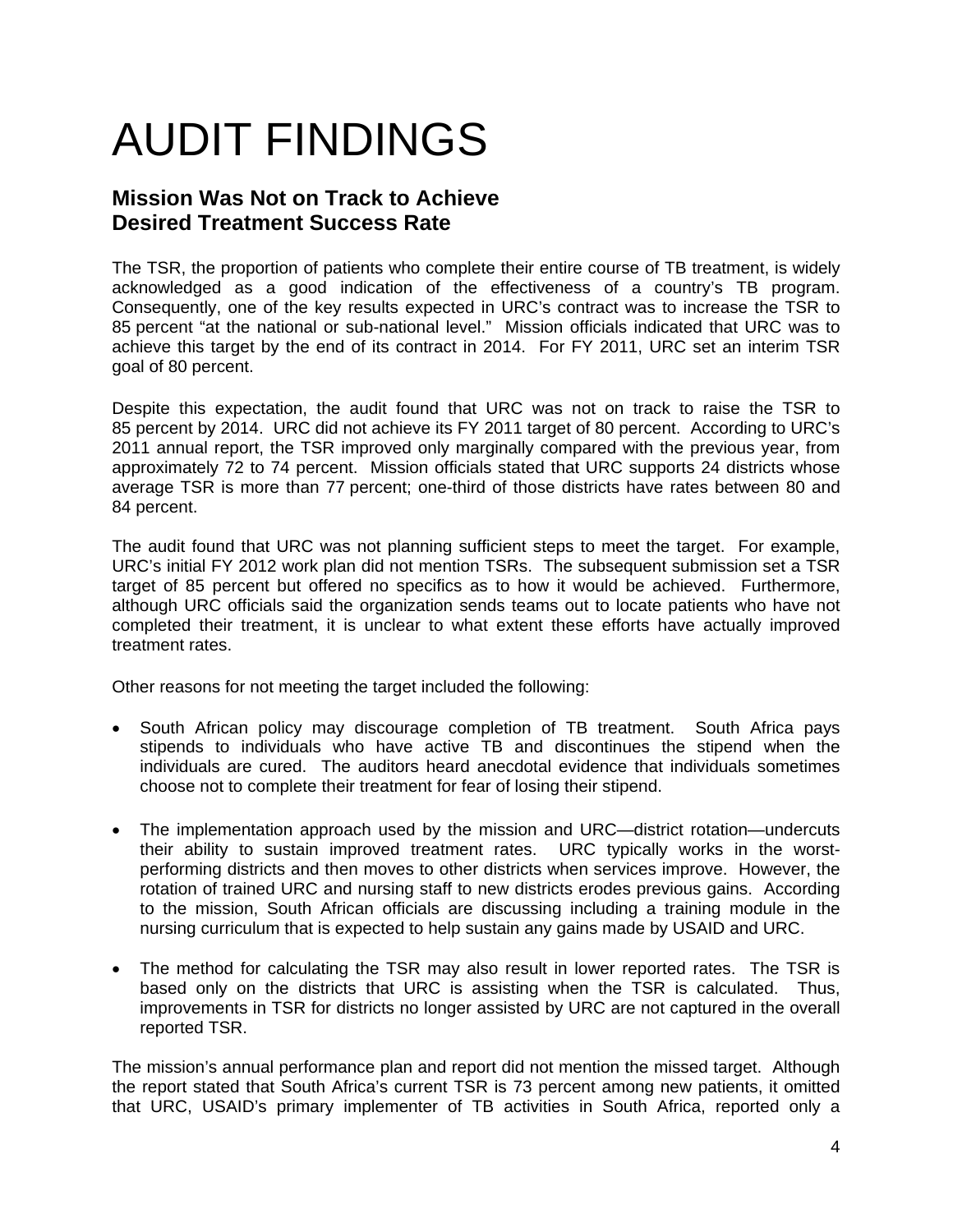# AUDIT FINDINGS

## Mission Was Not on Track to Achieve Desired Treatment Success Rate

The TSR, the proportion of patients who complete their entire course of TB treatment, is widely acknowledged as a good indication of the effectiveness of a country's TB program. Consequently, one of the key results expected in URC's contract was to increase the TSR to 85 percent "at the national or sub-national level." Mission officials indicated that URC was to achieve this target by the end of its contract in 2014. For FY 2011, URC set an interim TSR goal of 80 percent.

Despite this expectation, the audit found that URC was not on track to raise the TSR to 85 percent by 2014. URC did not achieve its FY 2011 target of 80 percent. According to URC's 2011 annual report, the TSR improved only marginally compared with the previous year, from approximately 72 to 74 percent. Mission officials stated that URC supports 24 districts whose average TSR is more than 77 percent; one-third of those districts have rates between 80 and 84 percent.

The audit found that URC was not planning sufficient steps to meet the target. For example, URC's initial FY 2012 work plan did not mention TSRs. The subsequent submission set a TSR target of 85 percent but offered no specifics as to how it would be achieved. Furthermore, although URC officials said the organization sends teams out to locate patients who have not completed their treatment, it is unclear to what extent these efforts have actually improved treatment rates.

Other reasons for not meeting the target included the following:

- South African policy may discourage completion of TB treatment. South Africa pays stipends to individuals who have active TB and discontinues the stipend when the individuals are cured. The auditors heard anecdotal evidence that individuals sometimes choose not to complete their treatment for fear of losing their stipend.

- The implementation approach used by the mission and URC—district rotation—undercuts their ability to sustain improved treatment rates. URC typically works in the worst-performing districts and then moves to other districts when services improve. However, the rotation of trained URC and nursing staff to new districts erodes previous gains. According to the mission, South African officials are discussing including a training module in the nursing curriculum that is expected to help sustain any gains made by USAID and URC.

- The method for calculating the TSR may also result in lower reported rates. The TSR is based only on the districts that URC is assisting when the TSR is calculated. Thus, improvements in TSR for districts no longer assisted by URC are not captured in the overall reported TSR.

The mission's annual performance plan and report did not mention the missed target. Although the report stated that South Africa's current TSR is 73 percent among new patients, it omitted that URC, USAID's primary implementer of TB activities in South Africa, reported only a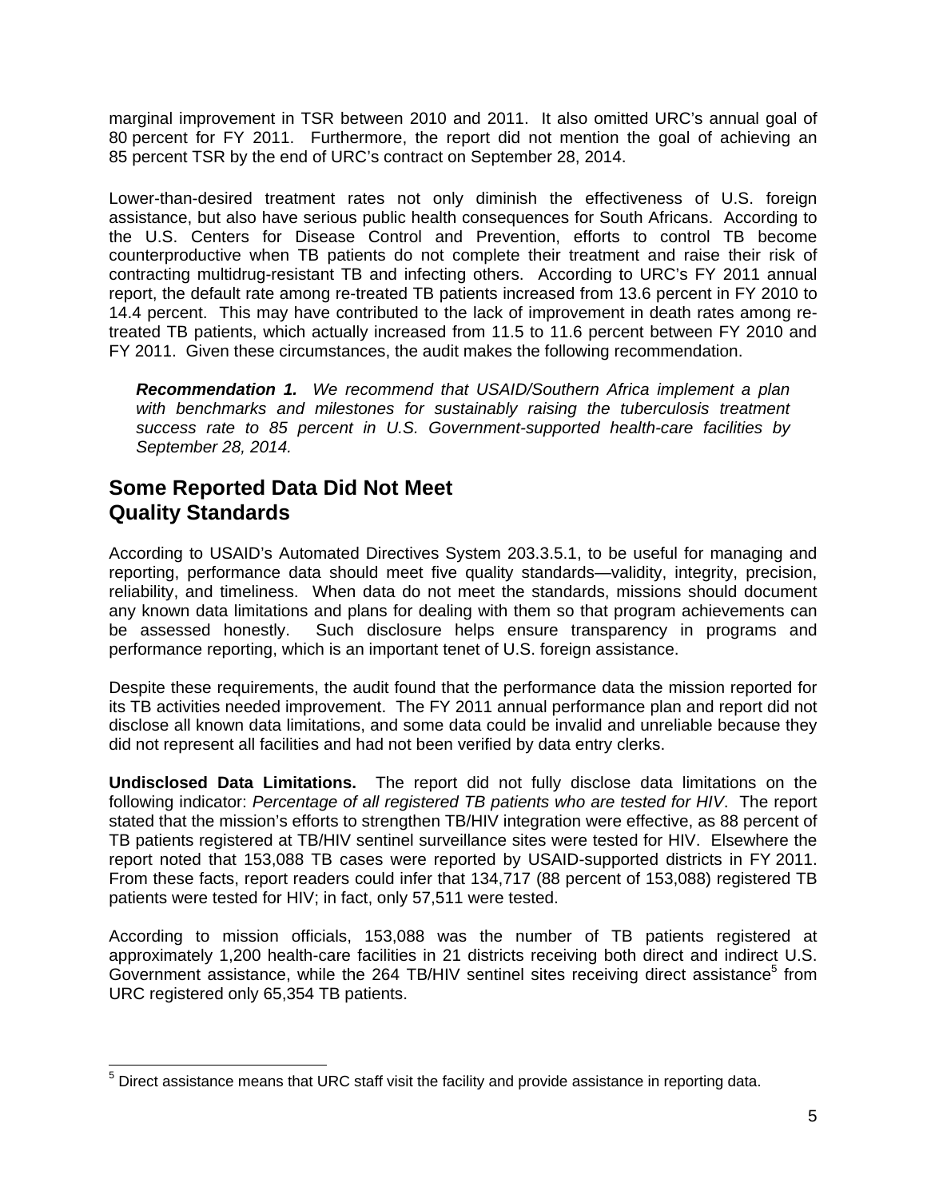marginal improvement in TSR between 2010 and 2011. It also omitted URC's annual goal of 80 percent for FY 2011. Furthermore, the report did not mention the goal of achieving an 85 percent TSR by the end of URC's contract on September 28, 2014.

Lower-than-desired treatment rates not only diminish the effectiveness of U.S. foreign assistance, but also have serious public health consequences for South Africans. According to the U.S. Centers for Disease Control and Prevention, efforts to control TB become counterproductive when TB patients do not complete their treatment and raise their risk of contracting multidrug-resistant TB and infecting others. According to URC's FY 2011 annual report, the default rate among re-treated TB patients increased from 13.6 percent in FY 2010 to 14.4 percent. This may have contributed to the lack of improvement in death rates among re-treated TB patients, which actually increased from 11.5 to 11.6 percent between FY 2010 and FY 2011. Given these circumstances, the audit makes the following recommendation.

> ***Recommendation 1.*** *We recommend that USAID/Southern Africa implement a plan with benchmarks and milestones for sustainably raising the tuberculosis treatment success rate to 85 percent in U.S. Government-supported health-care facilities by September 28, 2014.*

## Some Reported Data Did Not Meet Quality Standards

According to USAID's Automated Directives System 203.3.5.1, to be useful for managing and reporting, performance data should meet five quality standards—validity, integrity, precision, reliability, and timeliness. When data do not meet the standards, missions should document any known data limitations and plans for dealing with them so that program achievements can be assessed honestly. Such disclosure helps ensure transparency in programs and performance reporting, which is an important tenet of U.S. foreign assistance.

Despite these requirements, the audit found that the performance data the mission reported for its TB activities needed improvement. The FY 2011 annual performance plan and report did not disclose all known data limitations, and some data could be invalid and unreliable because they did not represent all facilities and had not been verified by data entry clerks.

**Undisclosed Data Limitations.** The report did not fully disclose data limitations on the following indicator: *Percentage of all registered TB patients who are tested for HIV*. The report stated that the mission's efforts to strengthen TB/HIV integration were effective, as 88 percent of TB patients registered at TB/HIV sentinel surveillance sites were tested for HIV. Elsewhere the report noted that 153,088 TB cases were reported by USAID-supported districts in FY 2011. From these facts, report readers could infer that 134,717 (88 percent of 153,088) registered TB patients were tested for HIV; in fact, only 57,511 were tested.

According to mission officials, 153,088 was the number of TB patients registered at approximately 1,200 health-care facilities in 21 districts receiving both direct and indirect U.S. Government assistance, while the 264 TB/HIV sentinel sites receiving direct assistance[5] from URC registered only 65,354 TB patients.

[5] Direct assistance means that URC staff visit the facility and provide assistance in reporting data.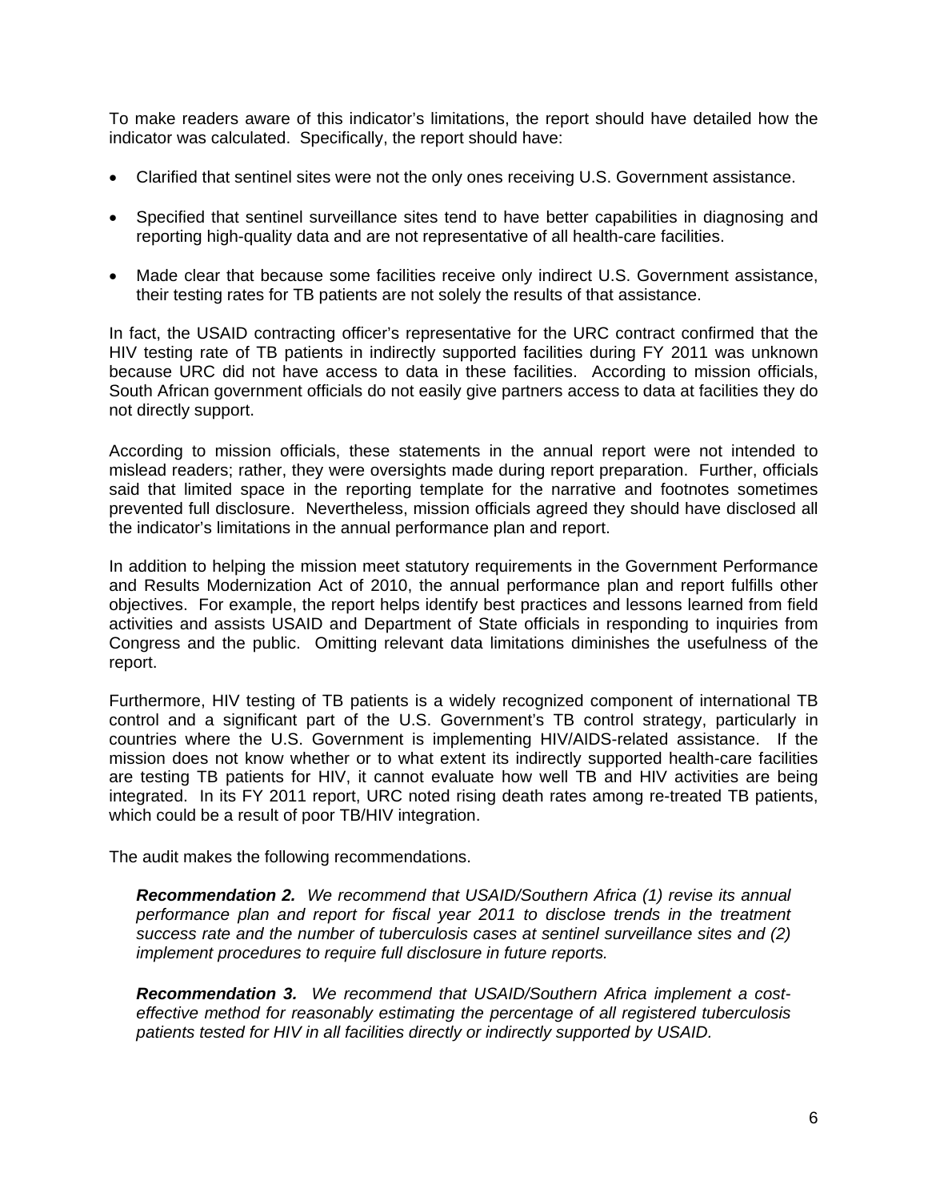To make readers aware of this indicator's limitations, the report should have detailed how the indicator was calculated. Specifically, the report should have:

- Clarified that sentinel sites were not the only ones receiving U.S. Government assistance.
- Specified that sentinel surveillance sites tend to have better capabilities in diagnosing and reporting high-quality data and are not representative of all health-care facilities.
- Made clear that because some facilities receive only indirect U.S. Government assistance, their testing rates for TB patients are not solely the results of that assistance.

In fact, the USAID contracting officer's representative for the URC contract confirmed that the HIV testing rate of TB patients in indirectly supported facilities during FY 2011 was unknown because URC did not have access to data in these facilities. According to mission officials, South African government officials do not easily give partners access to data at facilities they do not directly support.

According to mission officials, these statements in the annual report were not intended to mislead readers; rather, they were oversights made during report preparation. Further, officials said that limited space in the reporting template for the narrative and footnotes sometimes prevented full disclosure. Nevertheless, mission officials agreed they should have disclosed all the indicator's limitations in the annual performance plan and report.

In addition to helping the mission meet statutory requirements in the Government Performance and Results Modernization Act of 2010, the annual performance plan and report fulfills other objectives. For example, the report helps identify best practices and lessons learned from field activities and assists USAID and Department of State officials in responding to inquiries from Congress and the public. Omitting relevant data limitations diminishes the usefulness of the report.

Furthermore, HIV testing of TB patients is a widely recognized component of international TB control and a significant part of the U.S. Government's TB control strategy, particularly in countries where the U.S. Government is implementing HIV/AIDS-related assistance. If the mission does not know whether or to what extent its indirectly supported health-care facilities are testing TB patients for HIV, it cannot evaluate how well TB and HIV activities are being integrated. In its FY 2011 report, URC noted rising death rates among re-treated TB patients, which could be a result of poor TB/HIV integration.

The audit makes the following recommendations.

> ***Recommendation 2.*** *We recommend that USAID/Southern Africa (1) revise its annual performance plan and report for fiscal year 2011 to disclose trends in the treatment success rate and the number of tuberculosis cases at sentinel surveillance sites and (2) implement procedures to require full disclosure in future reports.*

> ***Recommendation 3.*** *We recommend that USAID/Southern Africa implement a cost-effective method for reasonably estimating the percentage of all registered tuberculosis patients tested for HIV in all facilities directly or indirectly supported by USAID.*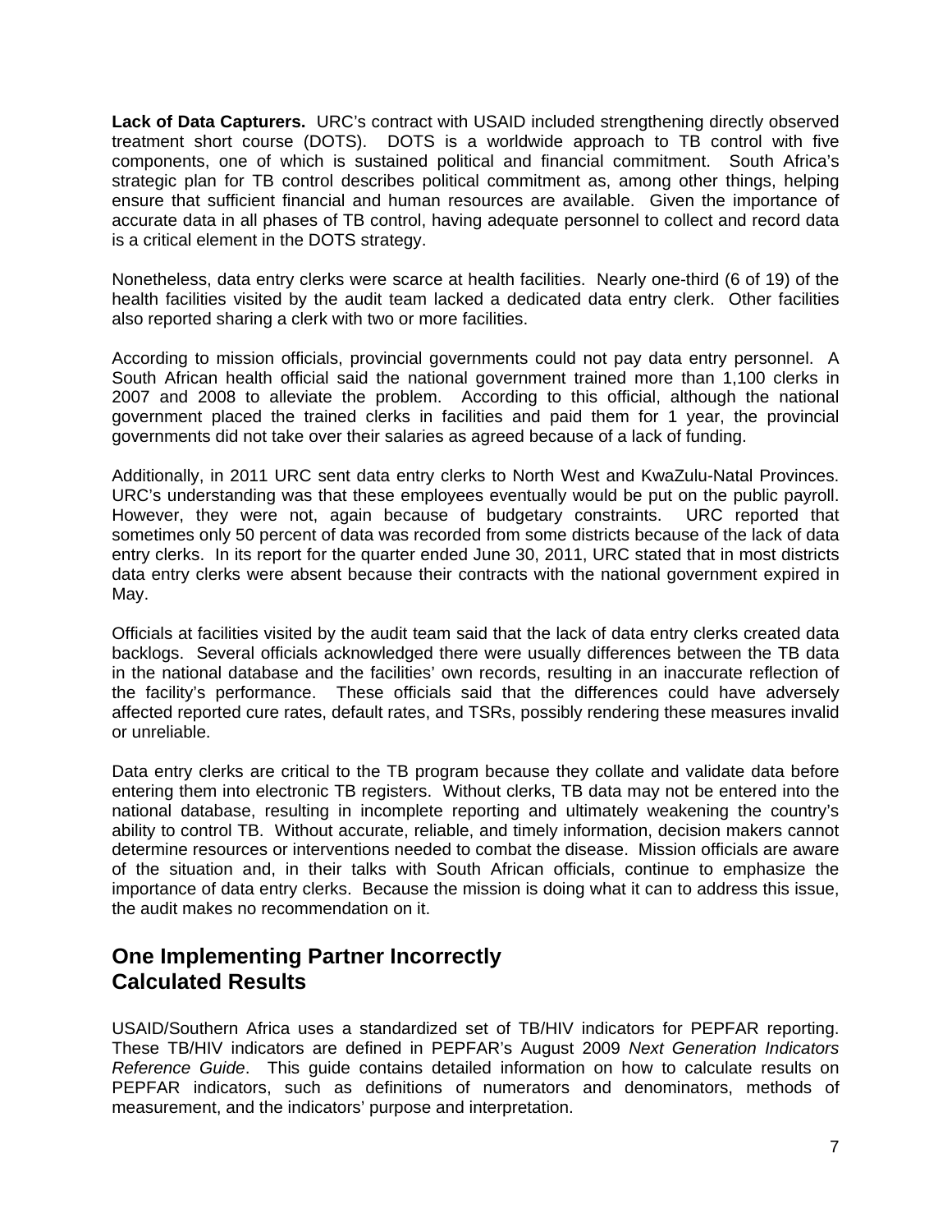**Lack of Data Capturers.** URC's contract with USAID included strengthening directly observed treatment short course (DOTS). DOTS is a worldwide approach to TB control with five components, one of which is sustained political and financial commitment. South Africa's strategic plan for TB control describes political commitment as, among other things, helping ensure that sufficient financial and human resources are available. Given the importance of accurate data in all phases of TB control, having adequate personnel to collect and record data is a critical element in the DOTS strategy.

Nonetheless, data entry clerks were scarce at health facilities. Nearly one-third (6 of 19) of the health facilities visited by the audit team lacked a dedicated data entry clerk. Other facilities also reported sharing a clerk with two or more facilities.

According to mission officials, provincial governments could not pay data entry personnel. A South African health official said the national government trained more than 1,100 clerks in 2007 and 2008 to alleviate the problem. According to this official, although the national government placed the trained clerks in facilities and paid them for 1 year, the provincial governments did not take over their salaries as agreed because of a lack of funding.

Additionally, in 2011 URC sent data entry clerks to North West and KwaZulu-Natal Provinces. URC's understanding was that these employees eventually would be put on the public payroll. However, they were not, again because of budgetary constraints. URC reported that sometimes only 50 percent of data was recorded from some districts because of the lack of data entry clerks. In its report for the quarter ended June 30, 2011, URC stated that in most districts data entry clerks were absent because their contracts with the national government expired in May.

Officials at facilities visited by the audit team said that the lack of data entry clerks created data backlogs. Several officials acknowledged there were usually differences between the TB data in the national database and the facilities' own records, resulting in an inaccurate reflection of the facility's performance. These officials said that the differences could have adversely affected reported cure rates, default rates, and TSRs, possibly rendering these measures invalid or unreliable.

Data entry clerks are critical to the TB program because they collate and validate data before entering them into electronic TB registers. Without clerks, TB data may not be entered into the national database, resulting in incomplete reporting and ultimately weakening the country's ability to control TB. Without accurate, reliable, and timely information, decision makers cannot determine resources or interventions needed to combat the disease. Mission officials are aware of the situation and, in their talks with South African officials, continue to emphasize the importance of data entry clerks. Because the mission is doing what it can to address this issue, the audit makes no recommendation on it.

## One Implementing Partner Incorrectly Calculated Results

USAID/Southern Africa uses a standardized set of TB/HIV indicators for PEPFAR reporting. These TB/HIV indicators are defined in PEPFAR's August 2009 *Next Generation Indicators Reference Guide*. This guide contains detailed information on how to calculate results on PEPFAR indicators, such as definitions of numerators and denominators, methods of measurement, and the indicators' purpose and interpretation.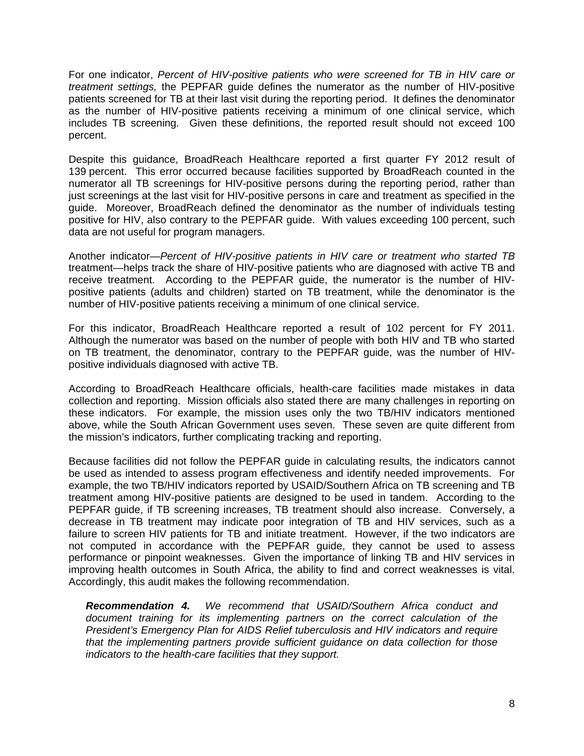For one indicator, *Percent of HIV-positive patients who were screened for TB in HIV care or treatment settings,* the PEPFAR guide defines the numerator as the number of HIV-positive patients screened for TB at their last visit during the reporting period. It defines the denominator as the number of HIV-positive patients receiving a minimum of one clinical service, which includes TB screening. Given these definitions, the reported result should not exceed 100 percent.

Despite this guidance, BroadReach Healthcare reported a first quarter FY 2012 result of 139 percent. This error occurred because facilities supported by BroadReach counted in the numerator all TB screenings for HIV-positive persons during the reporting period, rather than just screenings at the last visit for HIV-positive persons in care and treatment as specified in the guide. Moreover, BroadReach defined the denominator as the number of individuals testing positive for HIV, also contrary to the PEPFAR guide. With values exceeding 100 percent, such data are not useful for program managers.

Another indicator—*Percent of HIV-positive patients in HIV care or treatment who started TB* treatment—helps track the share of HIV-positive patients who are diagnosed with active TB and receive treatment. According to the PEPFAR guide, the numerator is the number of HIV-positive patients (adults and children) started on TB treatment, while the denominator is the number of HIV-positive patients receiving a minimum of one clinical service.

For this indicator, BroadReach Healthcare reported a result of 102 percent for FY 2011. Although the numerator was based on the number of people with both HIV and TB who started on TB treatment, the denominator, contrary to the PEPFAR guide, was the number of HIV-positive individuals diagnosed with active TB.

According to BroadReach Healthcare officials, health-care facilities made mistakes in data collection and reporting. Mission officials also stated there are many challenges in reporting on these indicators. For example, the mission uses only the two TB/HIV indicators mentioned above, while the South African Government uses seven. These seven are quite different from the mission's indicators, further complicating tracking and reporting.

Because facilities did not follow the PEPFAR guide in calculating results, the indicators cannot be used as intended to assess program effectiveness and identify needed improvements. For example, the two TB/HIV indicators reported by USAID/Southern Africa on TB screening and TB treatment among HIV-positive patients are designed to be used in tandem. According to the PEPFAR guide, if TB screening increases, TB treatment should also increase. Conversely, a decrease in TB treatment may indicate poor integration of TB and HIV services, such as a failure to screen HIV patients for TB and initiate treatment. However, if the two indicators are not computed in accordance with the PEPFAR guide, they cannot be used to assess performance or pinpoint weaknesses. Given the importance of linking TB and HIV services in improving health outcomes in South Africa, the ability to find and correct weaknesses is vital. Accordingly, this audit makes the following recommendation.

> ***Recommendation 4.*** *We recommend that USAID/Southern Africa conduct and document training for its implementing partners on the correct calculation of the President's Emergency Plan for AIDS Relief tuberculosis and HIV indicators and require that the implementing partners provide sufficient guidance on data collection for those indicators to the health-care facilities that they support.*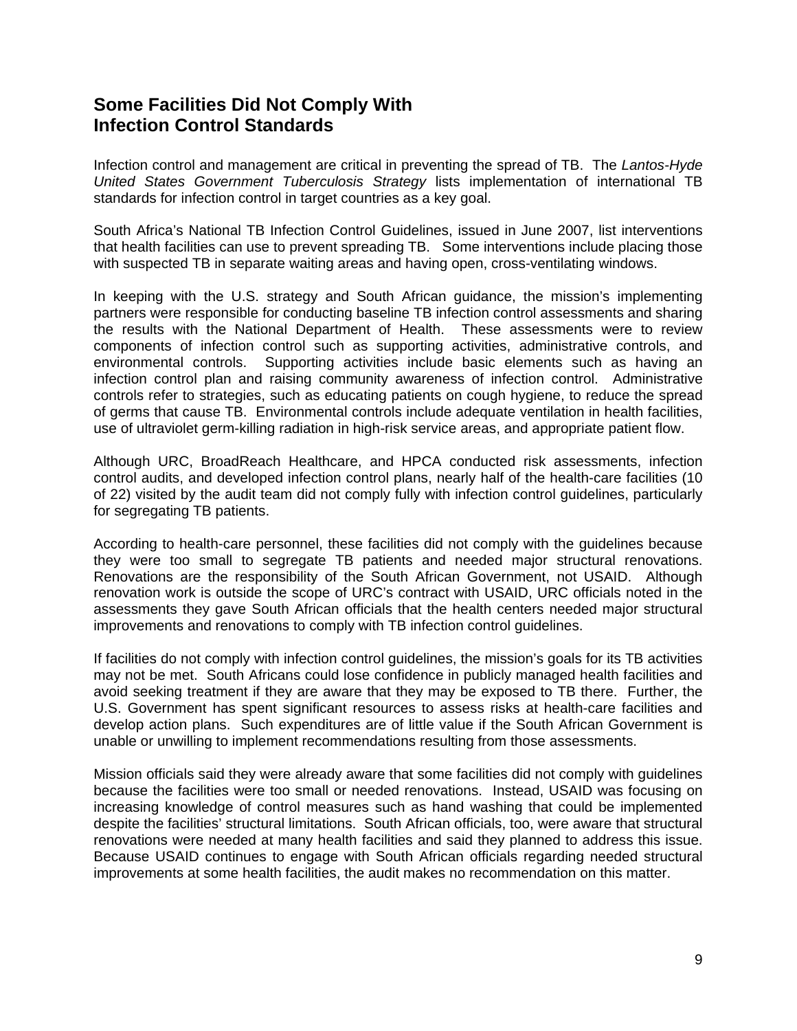## Some Facilities Did Not Comply With Infection Control Standards

Infection control and management are critical in preventing the spread of TB. The *Lantos-Hyde United States Government Tuberculosis Strategy* lists implementation of international TB standards for infection control in target countries as a key goal.

South Africa's National TB Infection Control Guidelines, issued in June 2007, list interventions that health facilities can use to prevent spreading TB. Some interventions include placing those with suspected TB in separate waiting areas and having open, cross-ventilating windows.

In keeping with the U.S. strategy and South African guidance, the mission's implementing partners were responsible for conducting baseline TB infection control assessments and sharing the results with the National Department of Health. These assessments were to review components of infection control such as supporting activities, administrative controls, and environmental controls. Supporting activities include basic elements such as having an infection control plan and raising community awareness of infection control. Administrative controls refer to strategies, such as educating patients on cough hygiene, to reduce the spread of germs that cause TB. Environmental controls include adequate ventilation in health facilities, use of ultraviolet germ-killing radiation in high-risk service areas, and appropriate patient flow.

Although URC, BroadReach Healthcare, and HPCA conducted risk assessments, infection control audits, and developed infection control plans, nearly half of the health-care facilities (10 of 22) visited by the audit team did not comply fully with infection control guidelines, particularly for segregating TB patients.

According to health-care personnel, these facilities did not comply with the guidelines because they were too small to segregate TB patients and needed major structural renovations. Renovations are the responsibility of the South African Government, not USAID. Although renovation work is outside the scope of URC's contract with USAID, URC officials noted in the assessments they gave South African officials that the health centers needed major structural improvements and renovations to comply with TB infection control guidelines.

If facilities do not comply with infection control guidelines, the mission's goals for its TB activities may not be met. South Africans could lose confidence in publicly managed health facilities and avoid seeking treatment if they are aware that they may be exposed to TB there. Further, the U.S. Government has spent significant resources to assess risks at health-care facilities and develop action plans. Such expenditures are of little value if the South African Government is unable or unwilling to implement recommendations resulting from those assessments.

Mission officials said they were already aware that some facilities did not comply with guidelines because the facilities were too small or needed renovations. Instead, USAID was focusing on increasing knowledge of control measures such as hand washing that could be implemented despite the facilities' structural limitations. South African officials, too, were aware that structural renovations were needed at many health facilities and said they planned to address this issue. Because USAID continues to engage with South African officials regarding needed structural improvements at some health facilities, the audit makes no recommendation on this matter.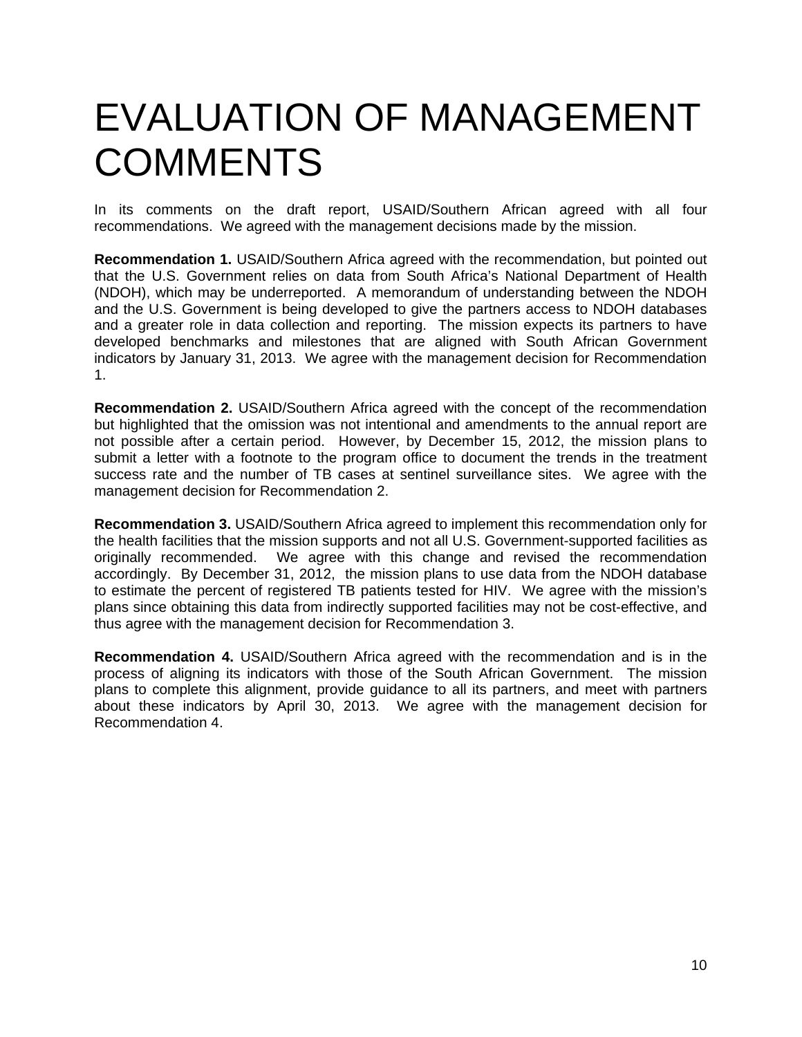# EVALUATION OF MANAGEMENT COMMENTS

In its comments on the draft report, USAID/Southern African agreed with all four recommendations. We agreed with the management decisions made by the mission.

**Recommendation 1.** USAID/Southern Africa agreed with the recommendation, but pointed out that the U.S. Government relies on data from South Africa's National Department of Health (NDOH), which may be underreported. A memorandum of understanding between the NDOH and the U.S. Government is being developed to give the partners access to NDOH databases and a greater role in data collection and reporting. The mission expects its partners to have developed benchmarks and milestones that are aligned with South African Government indicators by January 31, 2013. We agree with the management decision for Recommendation 1.

**Recommendation 2.** USAID/Southern Africa agreed with the concept of the recommendation but highlighted that the omission was not intentional and amendments to the annual report are not possible after a certain period. However, by December 15, 2012, the mission plans to submit a letter with a footnote to the program office to document the trends in the treatment success rate and the number of TB cases at sentinel surveillance sites. We agree with the management decision for Recommendation 2.

**Recommendation 3.** USAID/Southern Africa agreed to implement this recommendation only for the health facilities that the mission supports and not all U.S. Government-supported facilities as originally recommended. We agree with this change and revised the recommendation accordingly. By December 31, 2012, the mission plans to use data from the NDOH database to estimate the percent of registered TB patients tested for HIV. We agree with the mission's plans since obtaining this data from indirectly supported facilities may not be cost-effective, and thus agree with the management decision for Recommendation 3.

**Recommendation 4.** USAID/Southern Africa agreed with the recommendation and is in the process of aligning its indicators with those of the South African Government. The mission plans to complete this alignment, provide guidance to all its partners, and meet with partners about these indicators by April 30, 2013. We agree with the management decision for Recommendation 4.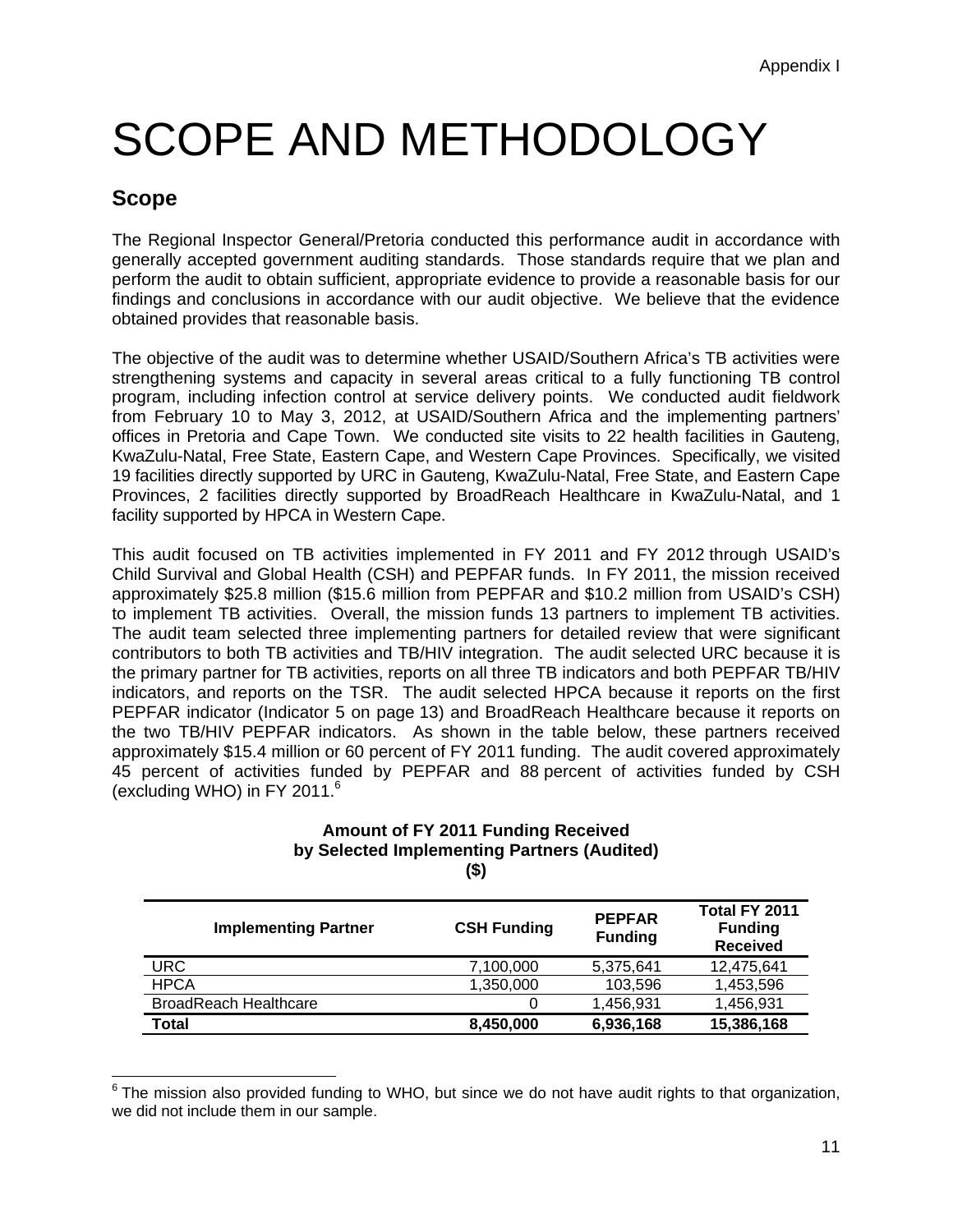# SCOPE AND METHODOLOGY

## Scope

The Regional Inspector General/Pretoria conducted this performance audit in accordance with generally accepted government auditing standards. Those standards require that we plan and perform the audit to obtain sufficient, appropriate evidence to provide a reasonable basis for our findings and conclusions in accordance with our audit objective. We believe that the evidence obtained provides that reasonable basis.

The objective of the audit was to determine whether USAID/Southern Africa's TB activities were strengthening systems and capacity in several areas critical to a fully functioning TB control program, including infection control at service delivery points. We conducted audit fieldwork from February 10 to May 3, 2012, at USAID/Southern Africa and the implementing partners' offices in Pretoria and Cape Town. We conducted site visits to 22 health facilities in Gauteng, KwaZulu-Natal, Free State, Eastern Cape, and Western Cape Provinces. Specifically, we visited 19 facilities directly supported by URC in Gauteng, KwaZulu-Natal, Free State, and Eastern Cape Provinces, 2 facilities directly supported by BroadReach Healthcare in KwaZulu-Natal, and 1 facility supported by HPCA in Western Cape.

This audit focused on TB activities implemented in FY 2011 and FY 2012 through USAID's Child Survival and Global Health (CSH) and PEPFAR funds. In FY 2011, the mission received approximately $25.8 million ($15.6 million from PEPFAR and $10.2 million from USAID's CSH) to implement TB activities. Overall, the mission funds 13 partners to implement TB activities. The audit team selected three implementing partners for detailed review that were significant contributors to both TB activities and TB/HIV integration. The audit selected URC because it is the primary partner for TB activities, reports on all three TB indicators and both PEPFAR TB/HIV indicators, and reports on the TSR. The audit selected HPCA because it reports on the first PEPFAR indicator (Indicator 5 on page 13) and BroadReach Healthcare because it reports on the two TB/HIV PEPFAR indicators. As shown in the table below, these partners received approximately $15.4 million or 60 percent of FY 2011 funding. The audit covered approximately 45 percent of activities funded by PEPFAR and 88 percent of activities funded by CSH (excluding WHO) in FY 2011.[6]

**Amount of FY 2011 Funding Received by Selected Implementing Partners (Audited) ($)**

| Implementing Partner | CSH Funding | PEPFAR Funding | Total FY 2011 Funding Received |
|---|---|---|---|
| URC | 7,100,000 | 5,375,641 | 12,475,641 |
| HPCA | 1,350,000 | 103,596 | 1,453,596 |
| BroadReach Healthcare | 0 | 1,456,931 | 1,456,931 |
| **Total** | **8,450,000** | **6,936,168** | **15,386,168** |

[6] The mission also provided funding to WHO, but since we do not have audit rights to that organization, we did not include them in our sample.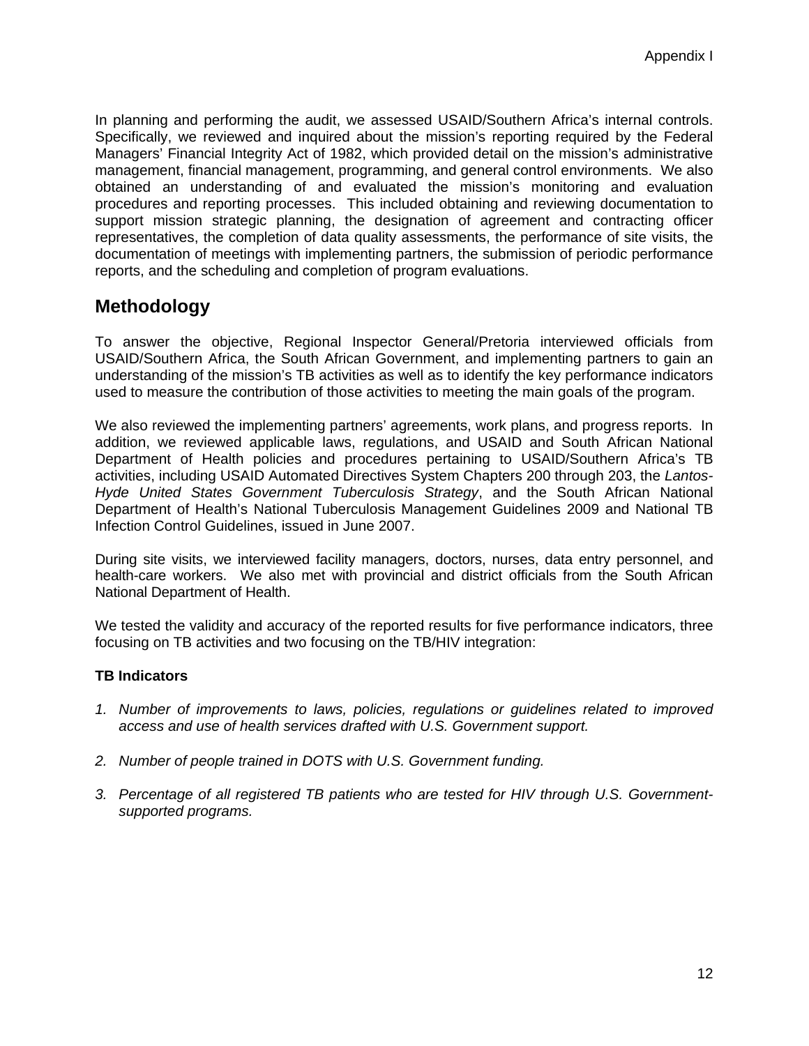In planning and performing the audit, we assessed USAID/Southern Africa's internal controls. Specifically, we reviewed and inquired about the mission's reporting required by the Federal Managers' Financial Integrity Act of 1982, which provided detail on the mission's administrative management, financial management, programming, and general control environments. We also obtained an understanding of and evaluated the mission's monitoring and evaluation procedures and reporting processes. This included obtaining and reviewing documentation to support mission strategic planning, the designation of agreement and contracting officer representatives, the completion of data quality assessments, the performance of site visits, the documentation of meetings with implementing partners, the submission of periodic performance reports, and the scheduling and completion of program evaluations.

## Methodology

To answer the objective, Regional Inspector General/Pretoria interviewed officials from USAID/Southern Africa, the South African Government, and implementing partners to gain an understanding of the mission's TB activities as well as to identify the key performance indicators used to measure the contribution of those activities to meeting the main goals of the program.

We also reviewed the implementing partners' agreements, work plans, and progress reports. In addition, we reviewed applicable laws, regulations, and USAID and South African National Department of Health policies and procedures pertaining to USAID/Southern Africa's TB activities, including USAID Automated Directives System Chapters 200 through 203, the *Lantos-Hyde United States Government Tuberculosis Strategy*, and the South African National Department of Health's National Tuberculosis Management Guidelines 2009 and National TB Infection Control Guidelines, issued in June 2007.

During site visits, we interviewed facility managers, doctors, nurses, data entry personnel, and health-care workers. We also met with provincial and district officials from the South African National Department of Health.

We tested the validity and accuracy of the reported results for five performance indicators, three focusing on TB activities and two focusing on the TB/HIV integration:

**TB Indicators**

1. *Number of improvements to laws, policies, regulations or guidelines related to improved access and use of health services drafted with U.S. Government support.*

2. *Number of people trained in DOTS with U.S. Government funding.*

3. *Percentage of all registered TB patients who are tested for HIV through U.S. Government-supported programs.*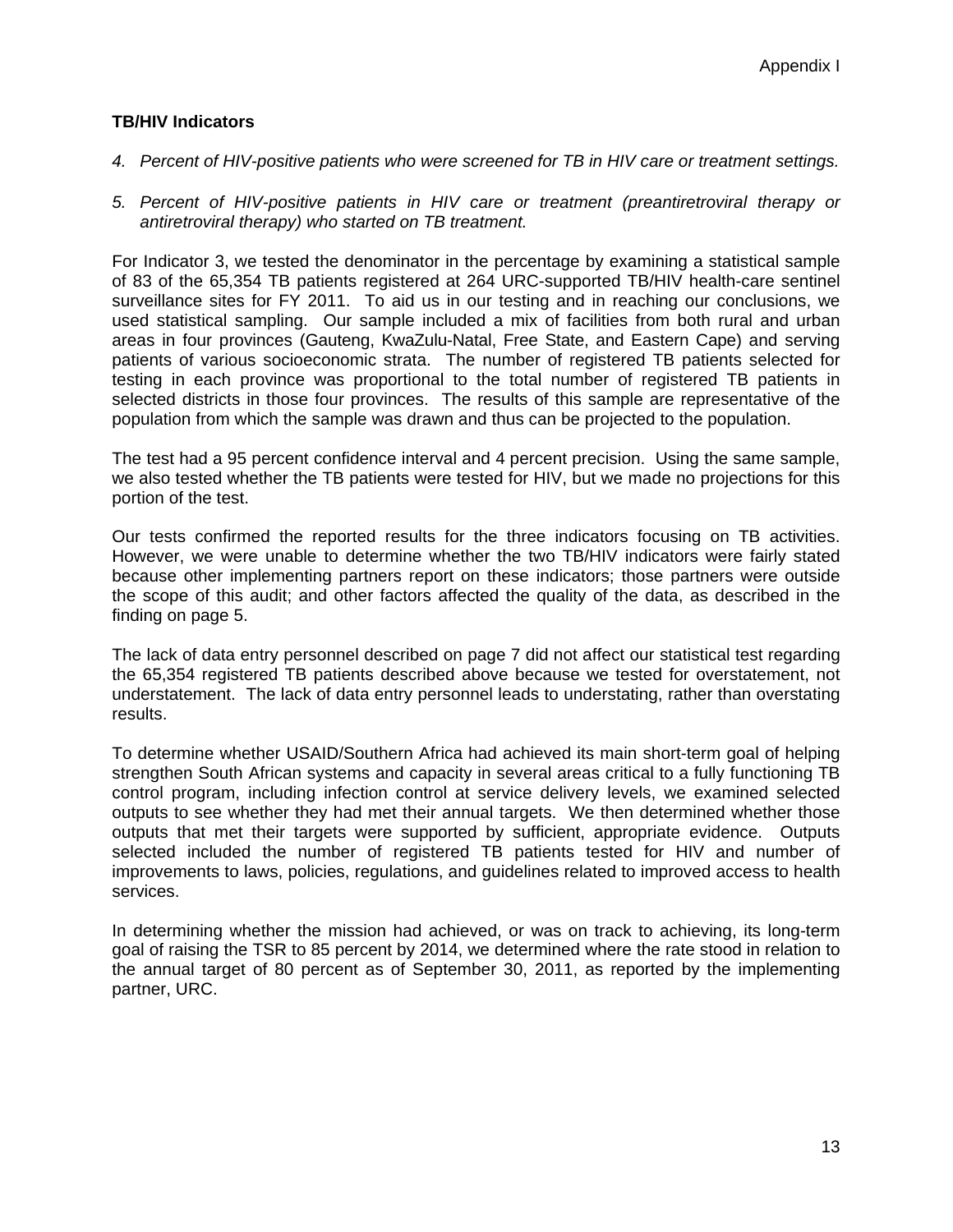**TB/HIV Indicators**

4. *Percent of HIV-positive patients who were screened for TB in HIV care or treatment settings.*

5. *Percent of HIV-positive patients in HIV care or treatment (preantiretroviral therapy or antiretroviral therapy) who started on TB treatment.*

For Indicator 3, we tested the denominator in the percentage by examining a statistical sample of 83 of the 65,354 TB patients registered at 264 URC-supported TB/HIV health-care sentinel surveillance sites for FY 2011. To aid us in our testing and in reaching our conclusions, we used statistical sampling. Our sample included a mix of facilities from both rural and urban areas in four provinces (Gauteng, KwaZulu-Natal, Free State, and Eastern Cape) and serving patients of various socioeconomic strata. The number of registered TB patients selected for testing in each province was proportional to the total number of registered TB patients in selected districts in those four provinces. The results of this sample are representative of the population from which the sample was drawn and thus can be projected to the population.

The test had a 95 percent confidence interval and 4 percent precision. Using the same sample, we also tested whether the TB patients were tested for HIV, but we made no projections for this portion of the test.

Our tests confirmed the reported results for the three indicators focusing on TB activities. However, we were unable to determine whether the two TB/HIV indicators were fairly stated because other implementing partners report on these indicators; those partners were outside the scope of this audit; and other factors affected the quality of the data, as described in the finding on page 5.

The lack of data entry personnel described on page 7 did not affect our statistical test regarding the 65,354 registered TB patients described above because we tested for overstatement, not understatement. The lack of data entry personnel leads to understating, rather than overstating results.

To determine whether USAID/Southern Africa had achieved its main short-term goal of helping strengthen South African systems and capacity in several areas critical to a fully functioning TB control program, including infection control at service delivery levels, we examined selected outputs to see whether they had met their annual targets. We then determined whether those outputs that met their targets were supported by sufficient, appropriate evidence. Outputs selected included the number of registered TB patients tested for HIV and number of improvements to laws, policies, regulations, and guidelines related to improved access to health services.

In determining whether the mission had achieved, or was on track to achieving, its long-term goal of raising the TSR to 85 percent by 2014, we determined where the rate stood in relation to the annual target of 80 percent as of September 30, 2011, as reported by the implementing partner, URC.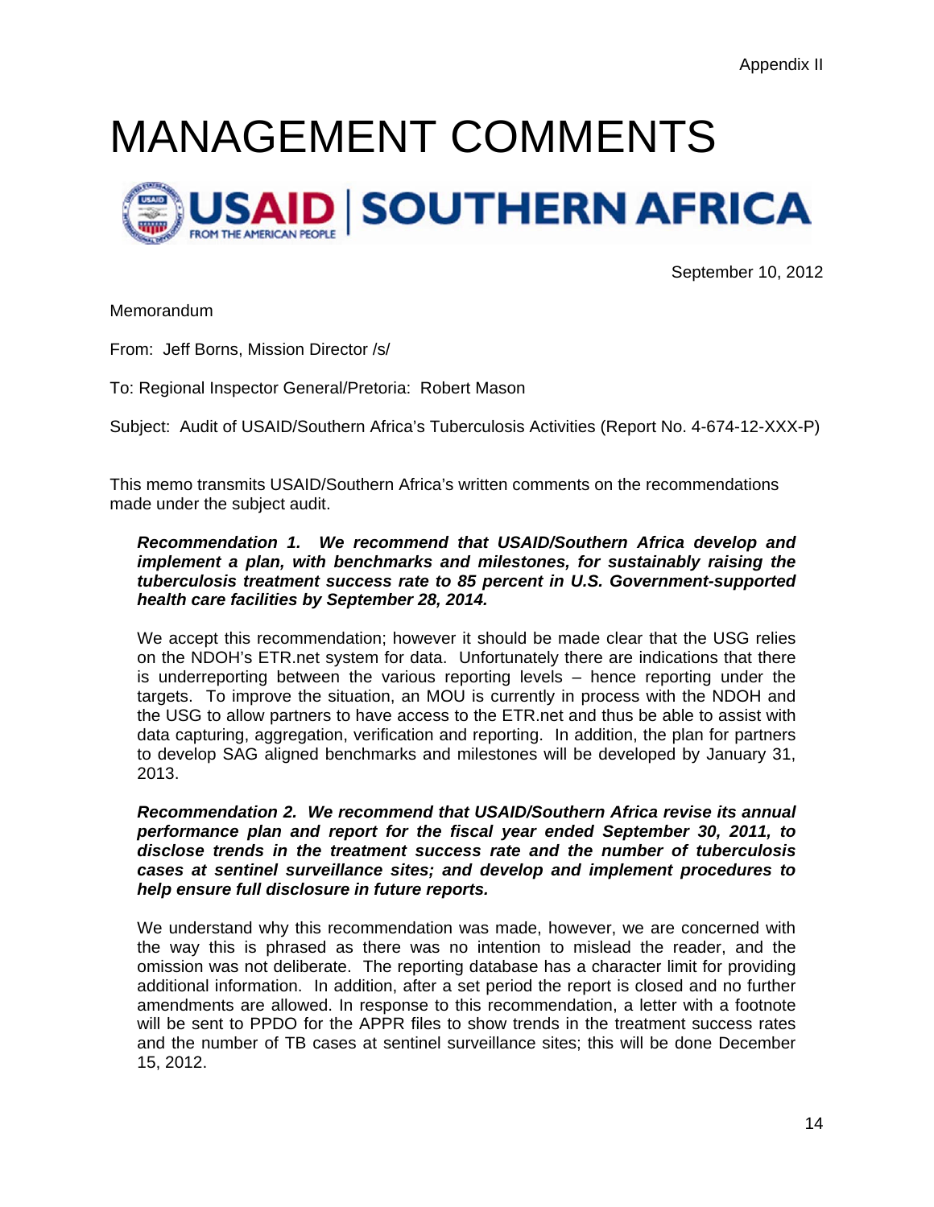Appendix II

# MANAGEMENT COMMENTS

**USAID | SOUTHERN AFRICA**
FROM THE AMERICAN PEOPLE

September 10, 2012

Memorandum

From: Jeff Borns, Mission Director /s/

To: Regional Inspector General/Pretoria: Robert Mason

Subject: Audit of USAID/Southern Africa's Tuberculosis Activities (Report No. 4-674-12-XXX-P)

This memo transmits USAID/Southern Africa's written comments on the recommendations made under the subject audit.

> ***Recommendation 1. We recommend that USAID/Southern Africa develop and implement a plan, with benchmarks and milestones, for sustainably raising the tuberculosis treatment success rate to 85 percent in U.S. Government-supported health care facilities by September 28, 2014.***
>
> We accept this recommendation; however it should be made clear that the USG relies on the NDOH's ETR.net system for data. Unfortunately there are indications that there is underreporting between the various reporting levels – hence reporting under the targets. To improve the situation, an MOU is currently in process with the NDOH and the USG to allow partners to have access to the ETR.net and thus be able to assist with data capturing, aggregation, verification and reporting. In addition, the plan for partners to develop SAG aligned benchmarks and milestones will be developed by January 31, 2013.
>
> ***Recommendation 2. We recommend that USAID/Southern Africa revise its annual performance plan and report for the fiscal year ended September 30, 2011, to disclose trends in the treatment success rate and the number of tuberculosis cases at sentinel surveillance sites; and develop and implement procedures to help ensure full disclosure in future reports.***
>
> We understand why this recommendation was made, however, we are concerned with the way this is phrased as there was no intention to mislead the reader, and the omission was not deliberate. The reporting database has a character limit for providing additional information. In addition, after a set period the report is closed and no further amendments are allowed. In response to this recommendation, a letter with a footnote will be sent to PPDO for the APPR files to show trends in the treatment success rates and the number of TB cases at sentinel surveillance sites; this will be done December 15, 2012.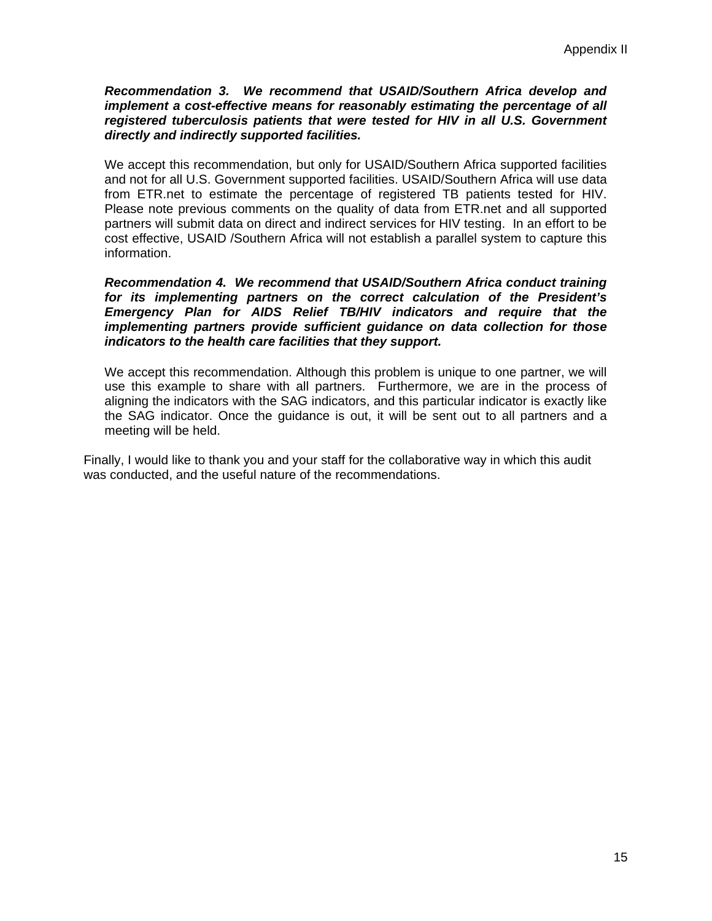***Recommendation 3. We recommend that USAID/Southern Africa develop and implement a cost-effective means for reasonably estimating the percentage of all registered tuberculosis patients that were tested for HIV in all U.S. Government directly and indirectly supported facilities.***

We accept this recommendation, but only for USAID/Southern Africa supported facilities and not for all U.S. Government supported facilities. USAID/Southern Africa will use data from ETR.net to estimate the percentage of registered TB patients tested for HIV. Please note previous comments on the quality of data from ETR.net and all supported partners will submit data on direct and indirect services for HIV testing. In an effort to be cost effective, USAID /Southern Africa will not establish a parallel system to capture this information.

***Recommendation 4. We recommend that USAID/Southern Africa conduct training for its implementing partners on the correct calculation of the President's Emergency Plan for AIDS Relief TB/HIV indicators and require that the implementing partners provide sufficient guidance on data collection for those indicators to the health care facilities that they support.***

We accept this recommendation. Although this problem is unique to one partner, we will use this example to share with all partners. Furthermore, we are in the process of aligning the indicators with the SAG indicators, and this particular indicator is exactly like the SAG indicator. Once the guidance is out, it will be sent out to all partners and a meeting will be held.

Finally, I would like to thank you and your staff for the collaborative way in which this audit was conducted, and the useful nature of the recommendations.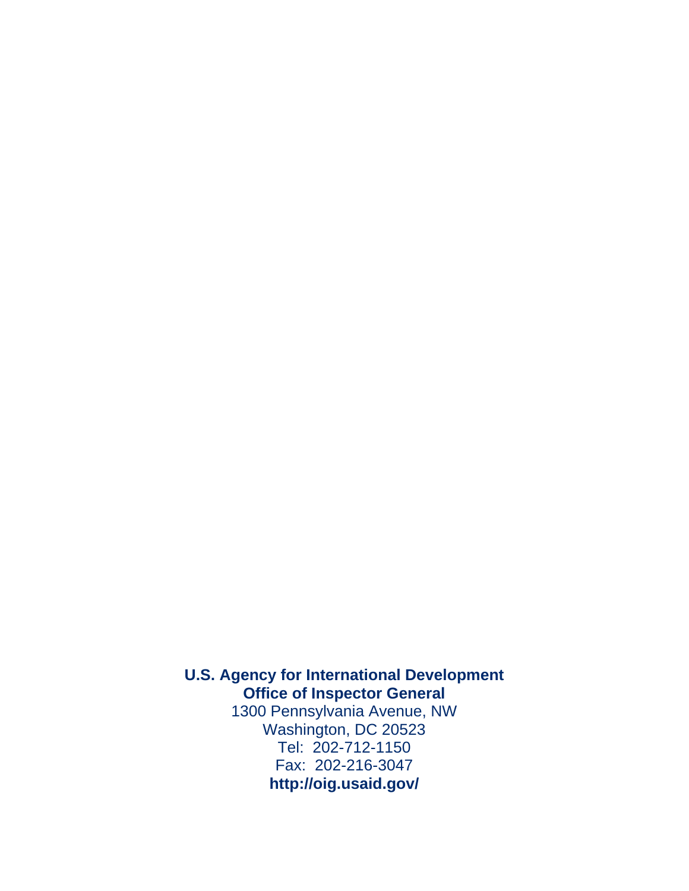**U.S. Agency for International Development**
**Office of Inspector General**
1300 Pennsylvania Avenue, NW
Washington, DC 20523
Tel: 202-712-1150
Fax: 202-216-3047
**http://oig.usaid.gov/**